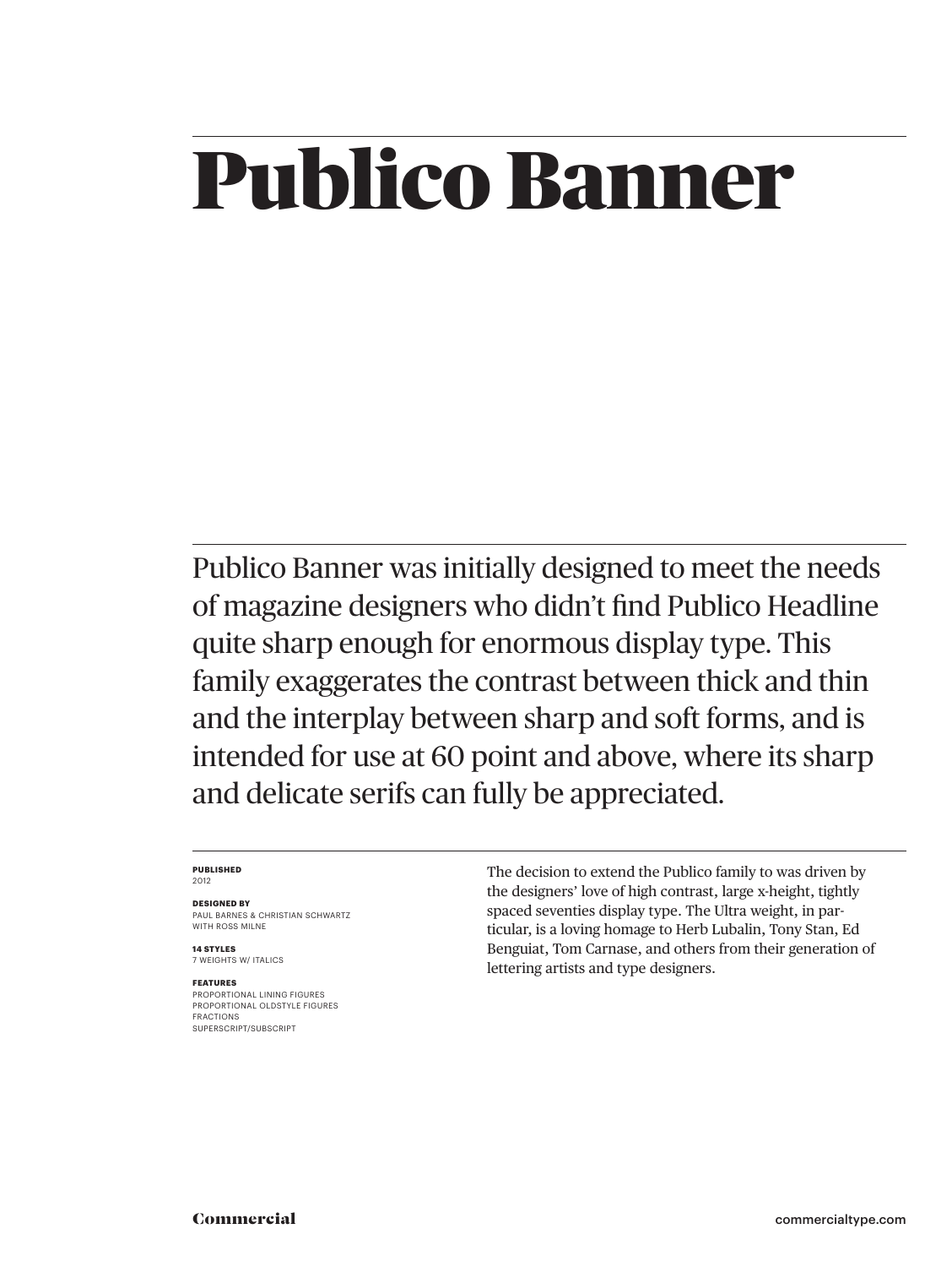# Publico Banner

Publico Banner was initially designed to meet the needs of magazine designers who didn't find Publico Headline quite sharp enough for enormous display type. This family exaggerates the contrast between thick and thin and the interplay between sharp and soft forms, and is intended for use at 60 point and above, where its sharp and delicate serifs can fully be appreciated.

**PUBLISHED**
2012

**DESIGNED BY**
PAUL BARNES & CHRISTIAN SCHWARTZ
WITH ROSS MILNE

**14 STYLES**
7 WEIGHTS W/ ITALICS

**FEATURES**
PROPORTIONAL LINING FIGURES
PROPORTIONAL OLDSTYLE FIGURES
FRACTIONS
SUPERSCRIPT/SUBSCRIPT

The decision to extend the Publico family to was driven by the designers' love of high contrast, large x-height, tightly spaced seventies display type. The Ultra weight, in particular, is a loving homage to Herb Lubalin, Tony Stan, Ed Benguiat, Tom Carnase, and others from their generation of lettering artists and type designers.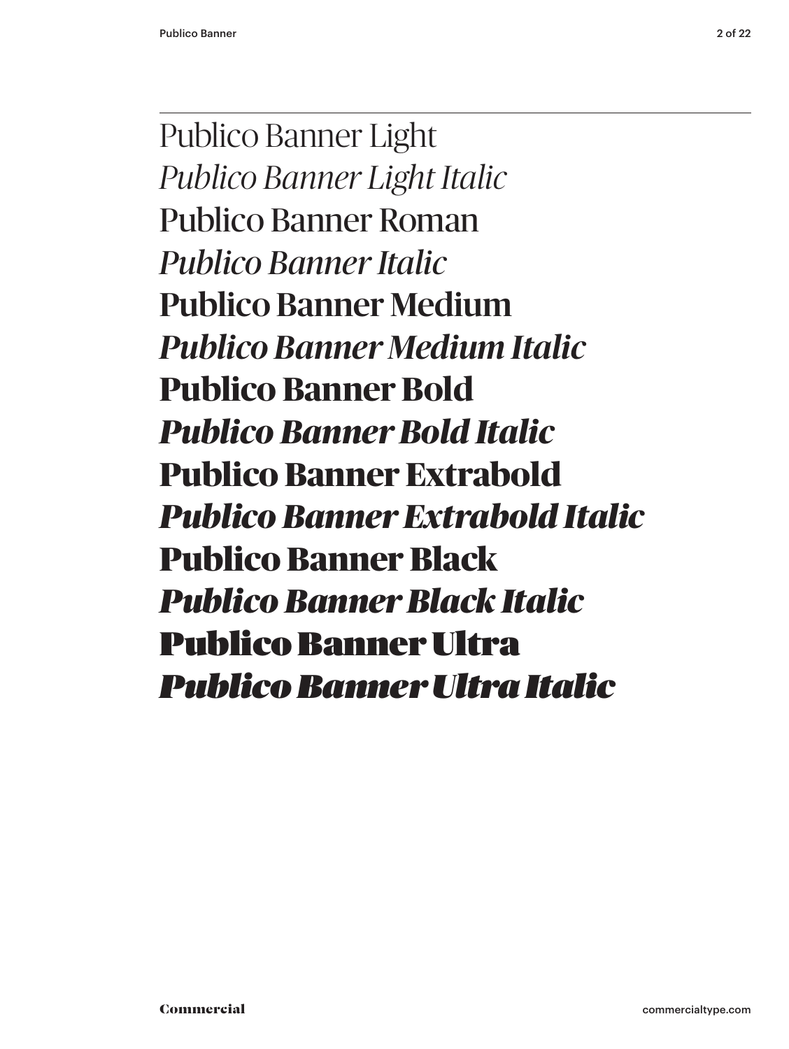Publico Banner Light

*Publico Banner Light Italic*

Publico Banner Roman

*Publico Banner Italic*

**Publico Banner Medium**

***Publico Banner Medium Italic***

**Publico Banner Bold**

***Publico Banner Bold Italic***

**Publico Banner Extrabold**

***Publico Banner Extrabold Italic***

**Publico Banner Black**

***Publico Banner Black Italic***

**Publico Banner Ultra**

***Publico Banner Ultra Italic***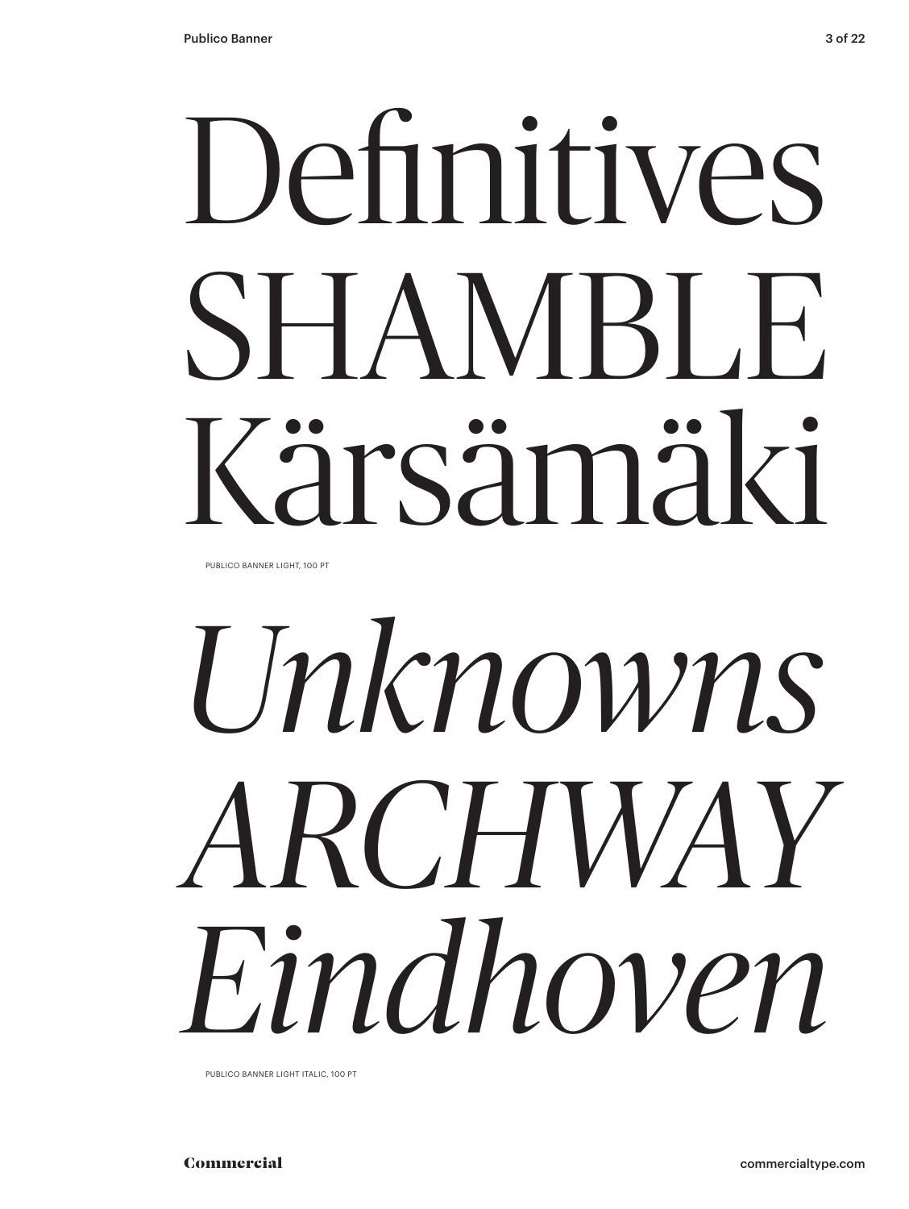Definitives
SHAMBLE
Kärsämäki

PUBLICO BANNER LIGHT, 100 PT

*Unknowns*
*ARCHWAY*
*Eindhoven*

PUBLICO BANNER LIGHT ITALIC, 100 PT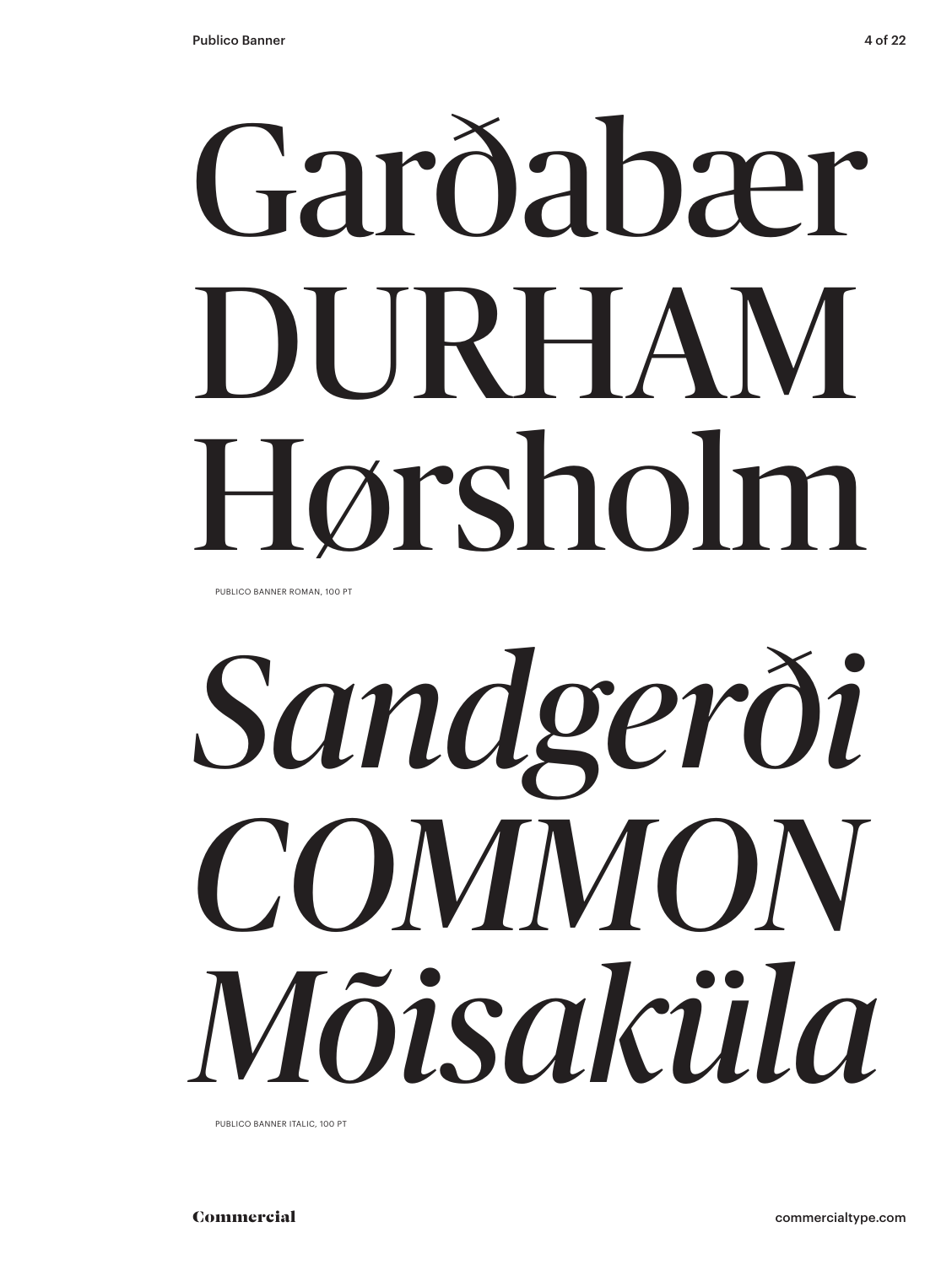Garðabær
DURHAM
Hørsholm

PUBLICO BANNER ROMAN, 100 PT

*Sandgerði*
*COMMON*
*Mõisaküla*

PUBLICO BANNER ITALIC, 100 PT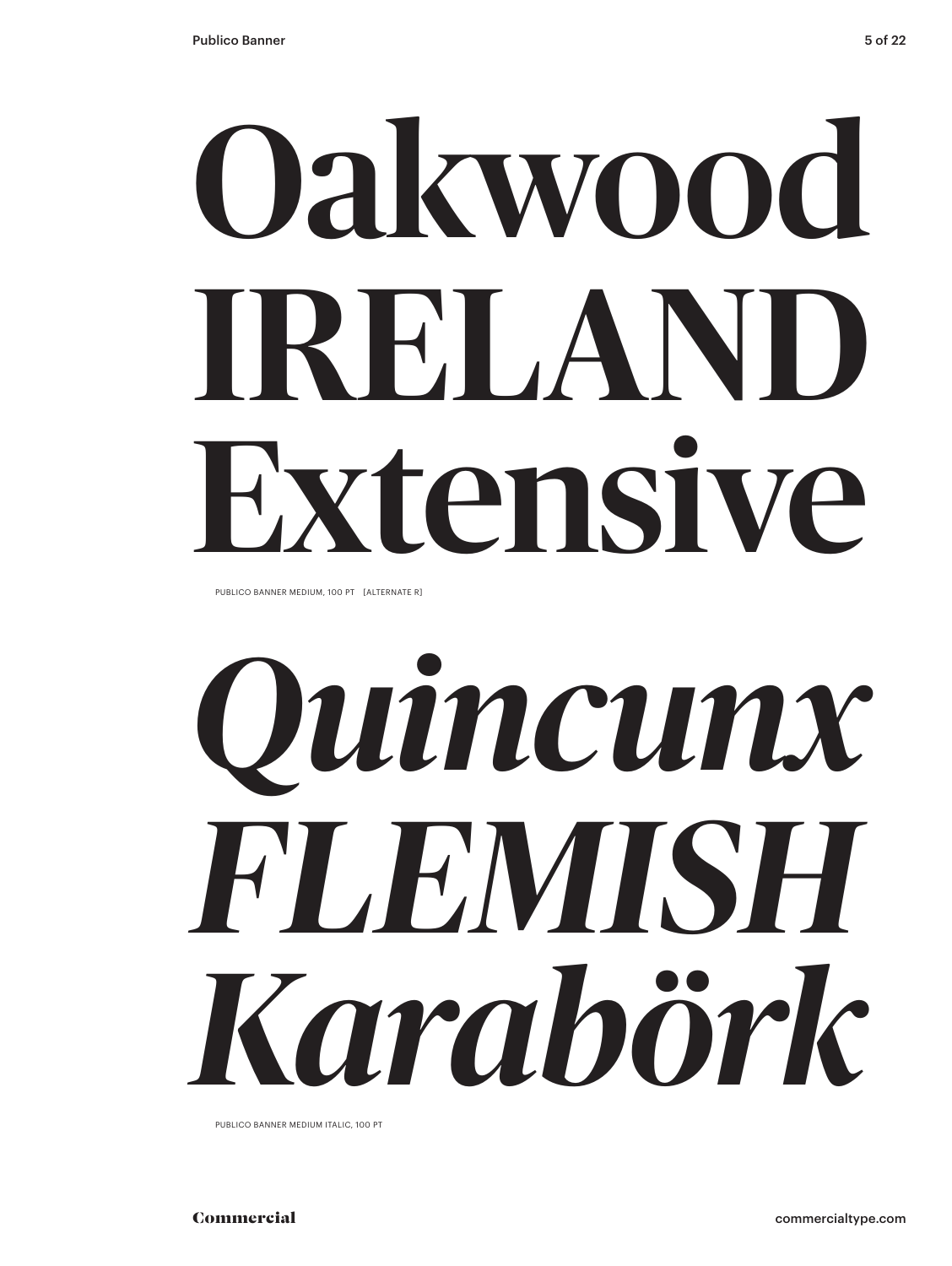# Oakwood IRELAND Extensive

PUBLICO BANNER MEDIUM, 100 PT [ALTERNATE R]

# *Quincunx FLEMISH Karabörk*

PUBLICO BANNER MEDIUM ITALIC, 100 PT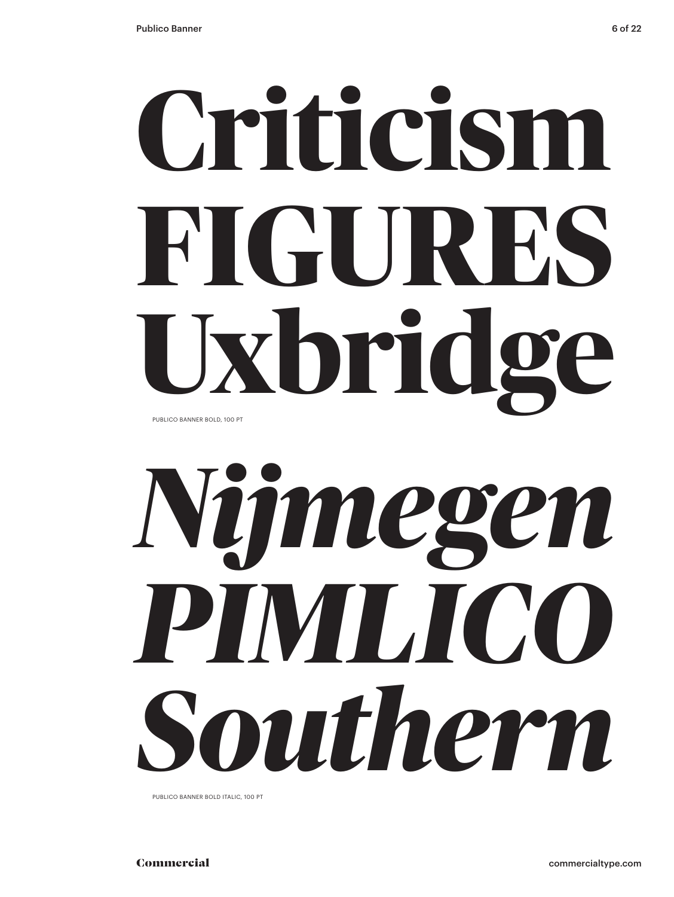# Criticism FIGURES Uxbridge

PUBLICO BANNER BOLD, 100 PT

# *Nijmegen PIMLICO Southern*

PUBLICO BANNER BOLD ITALIC, 100 PT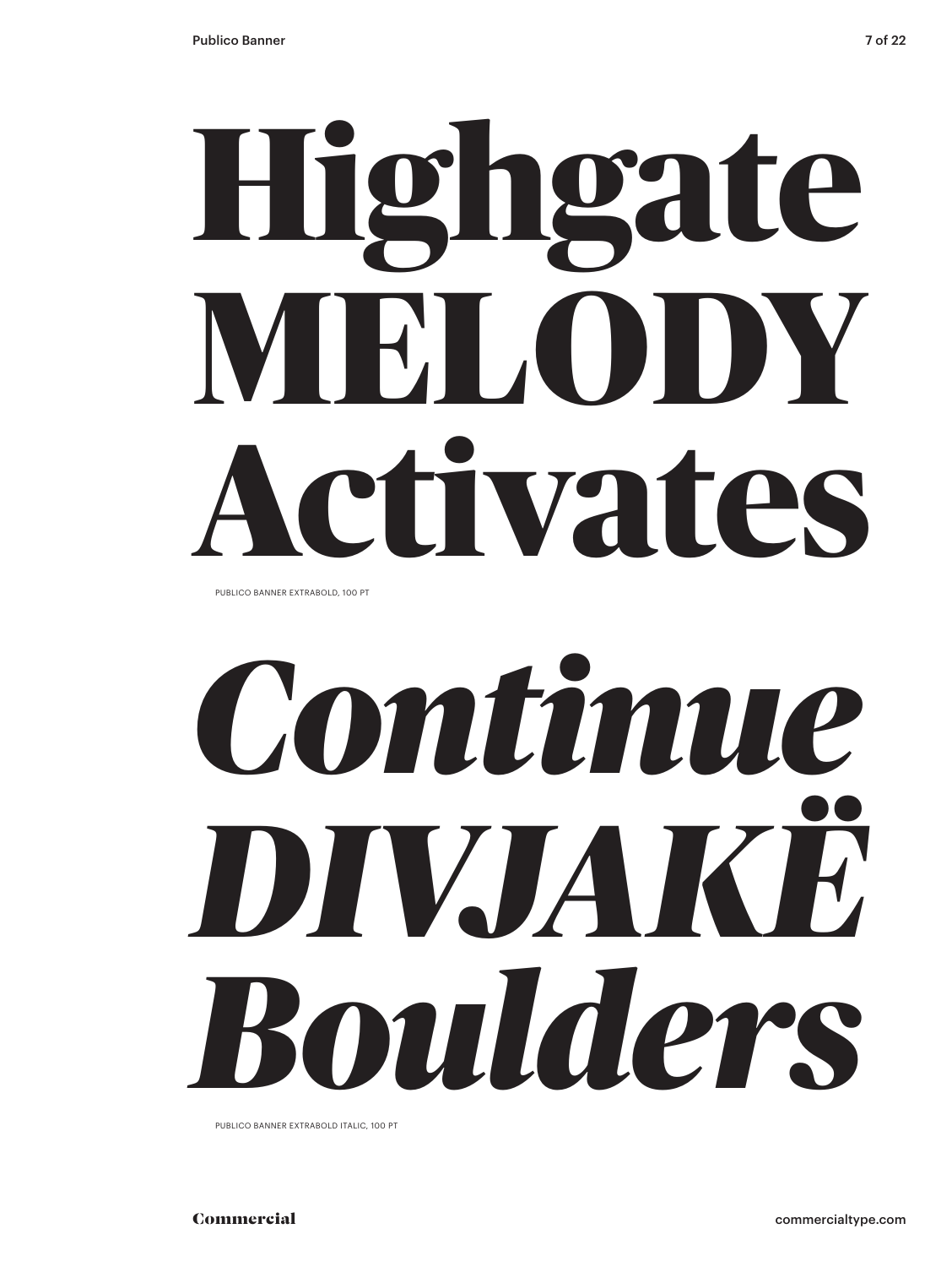# Highgate MELODY Activates

PUBLICO BANNER EXTRABOLD, 100 PT

# *Continue DIVJAKË Boulders*

PUBLICO BANNER EXTRABOLD ITALIC, 100 PT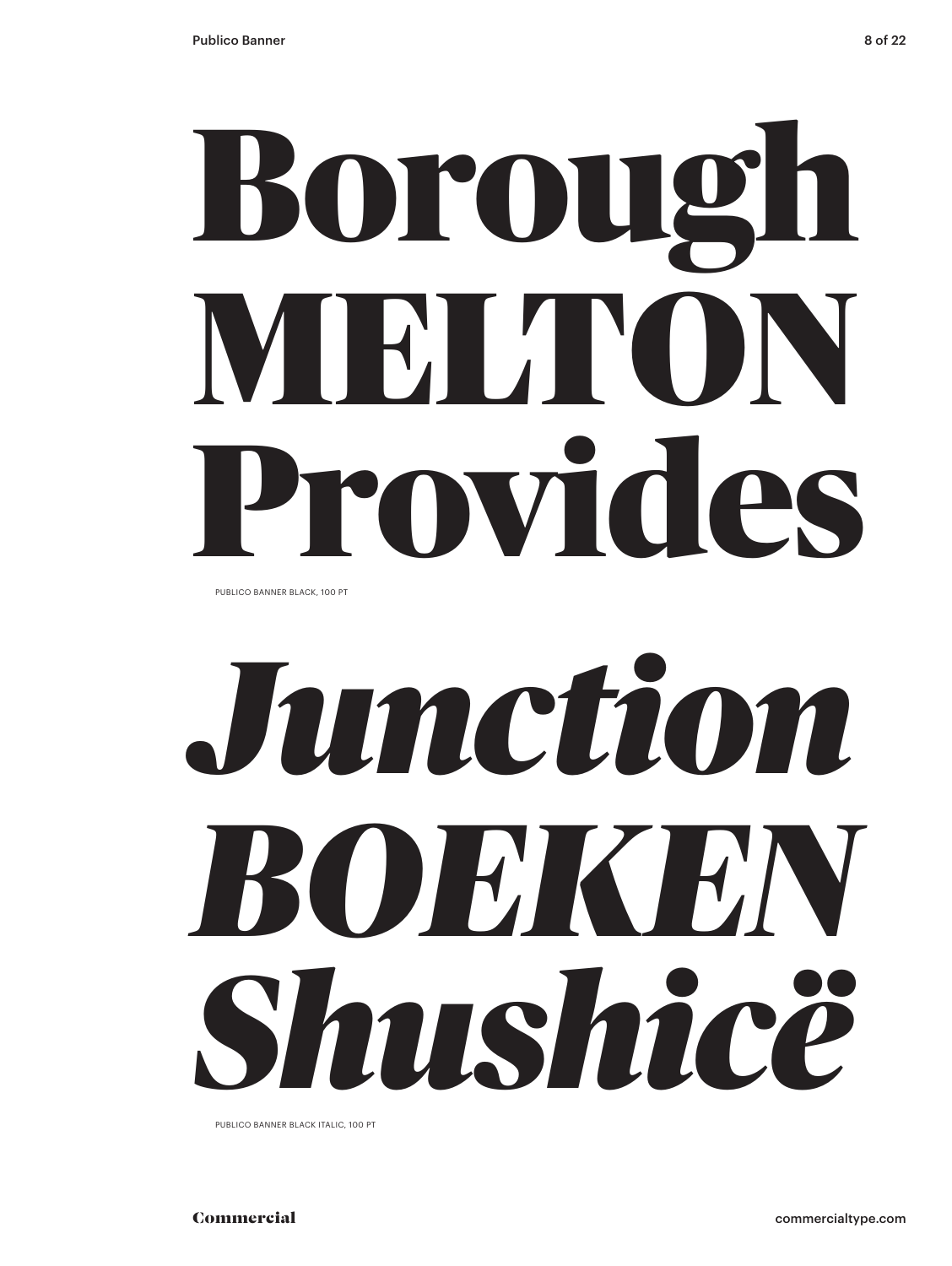# Borough MELTON Provides

PUBLICO BANNER BLACK, 100 PT

# *Junction BOEKEN Shushicë*

PUBLICO BANNER BLACK ITALIC, 100 PT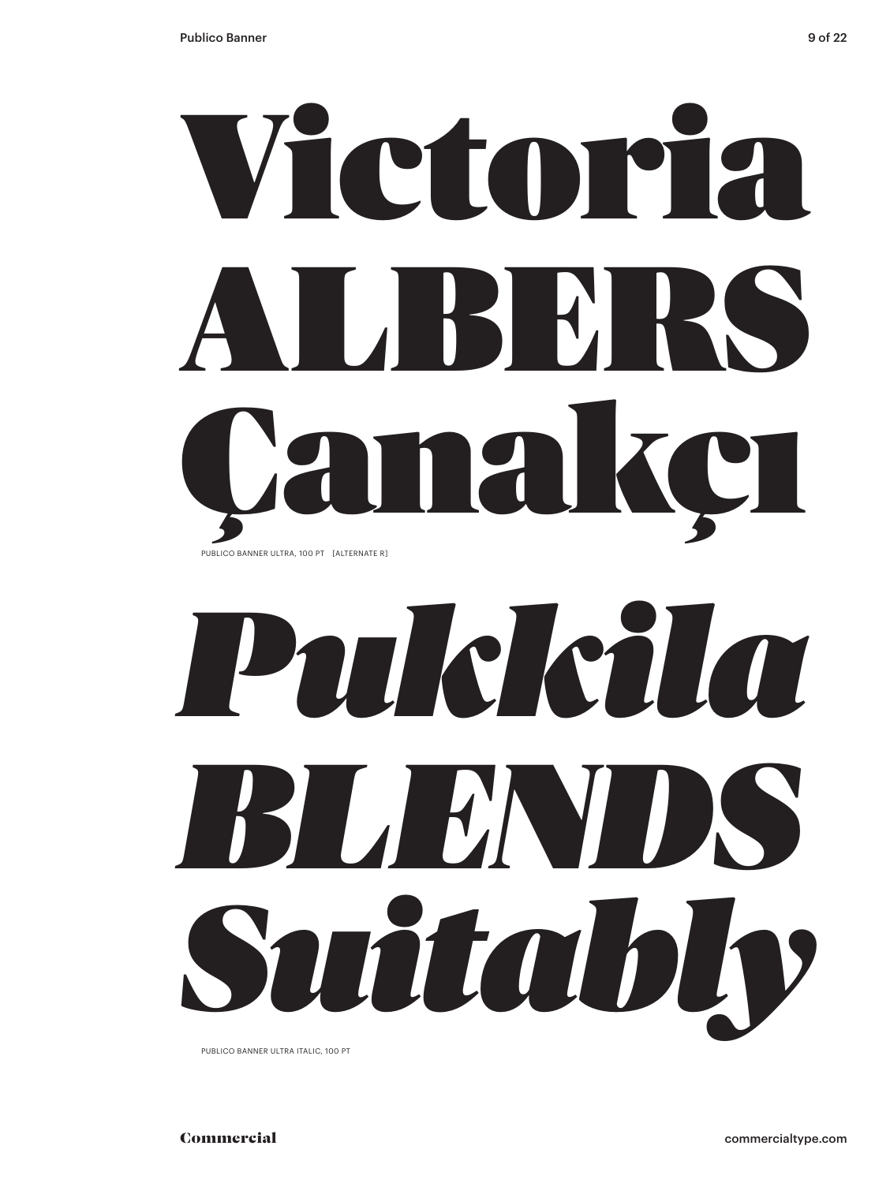Victoria
ALBERS
Çanakçı

PUBLICO BANNER ULTRA, 100 PT [ALTERNATE R]

*Pukkila*
*BLENDS*
*Suitably*

PUBLICO BANNER ULTRA ITALIC, 100 PT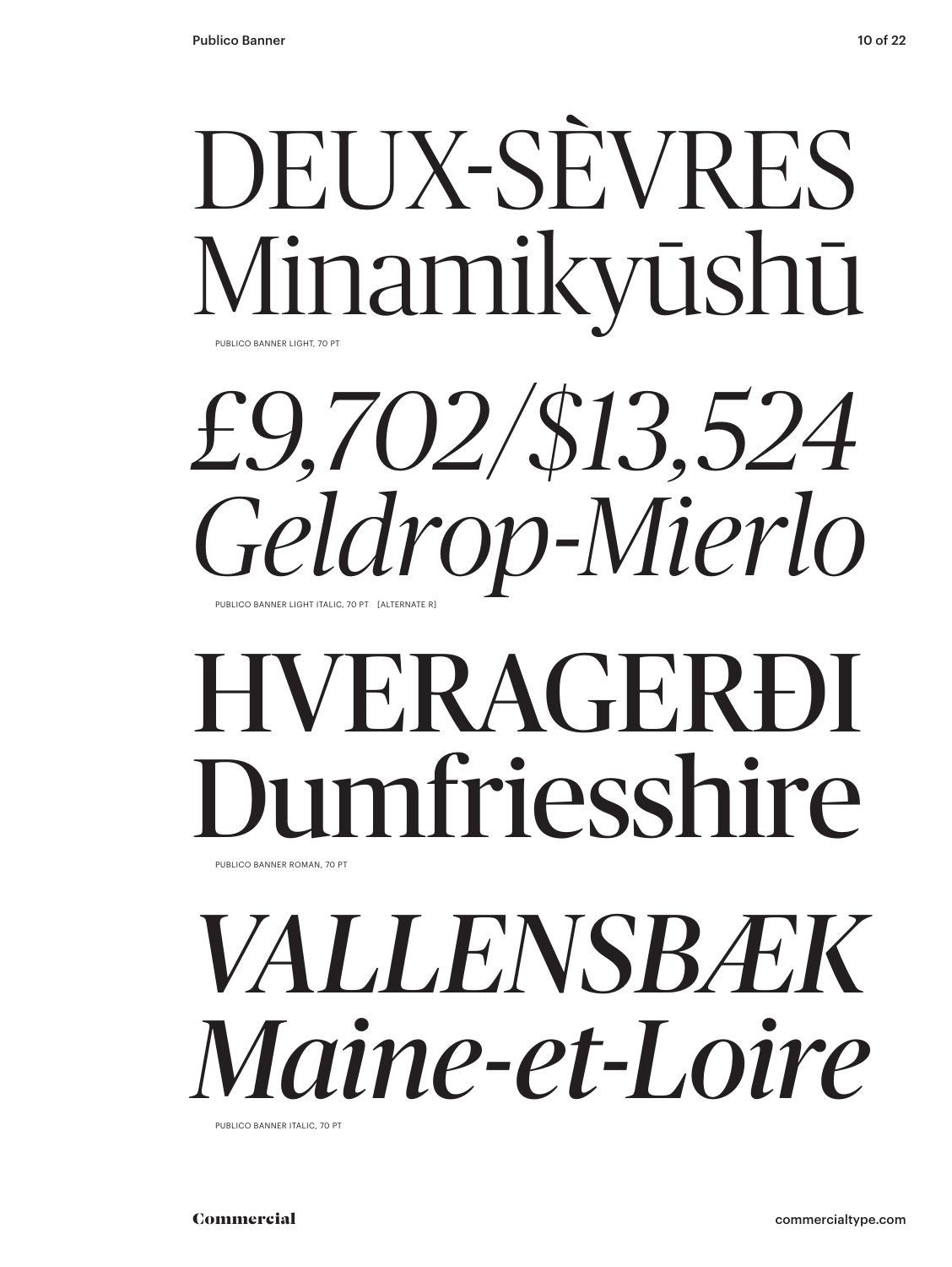DEUX-SÈVRES
Minamikyūshū

PUBLICO BANNER LIGHT, 70 PT

*£9,702/$13,524*
*Geldrop-Mierlo*

PUBLICO BANNER LIGHT ITALIC, 70 PT [ALTERNATE R]

HVERAGERÐI
Dumfriesshire

PUBLICO BANNER ROMAN, 70 PT

*VALLENSBÆK*
*Maine-et-Loire*

PUBLICO BANNER ITALIC, 70 PT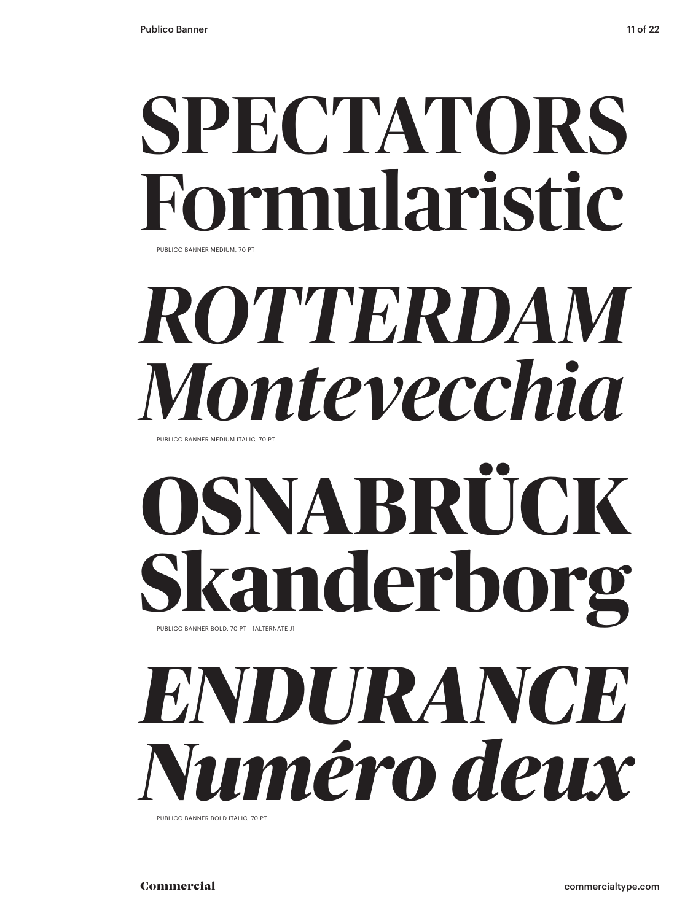SPECTATORS
Formularistic

PUBLICO BANNER MEDIUM, 70 PT

*ROTTERDAM*
*Montevecchia*

PUBLICO BANNER MEDIUM ITALIC, 70 PT

**OSNABRÜCK**
**Skanderborg**

PUBLICO BANNER BOLD, 70 PT [ALTERNATE J]

***ENDURANCE***
***Numéro deux***

PUBLICO BANNER BOLD ITALIC, 70 PT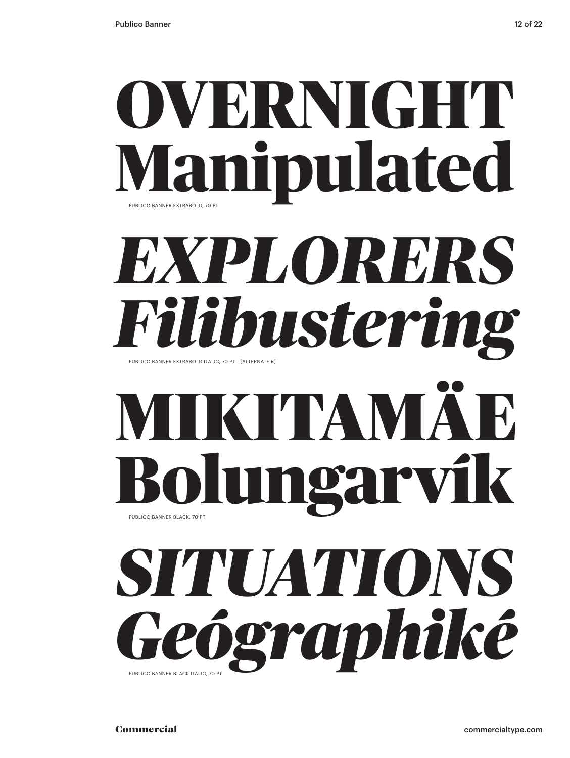**OVERNIGHT Manipulated**

PUBLICO BANNER EXTRABOLD, 70 PT

***EXPLORERS Filibustering***

PUBLICO BANNER EXTRABOLD ITALIC, 70 PT [ALTERNATE R]

**MIKITAMÄE Bolungarvík**

PUBLICO BANNER BLACK, 70 PT

***SITUATIONS Geógraphiké***

PUBLICO BANNER BLACK ITALIC, 70 PT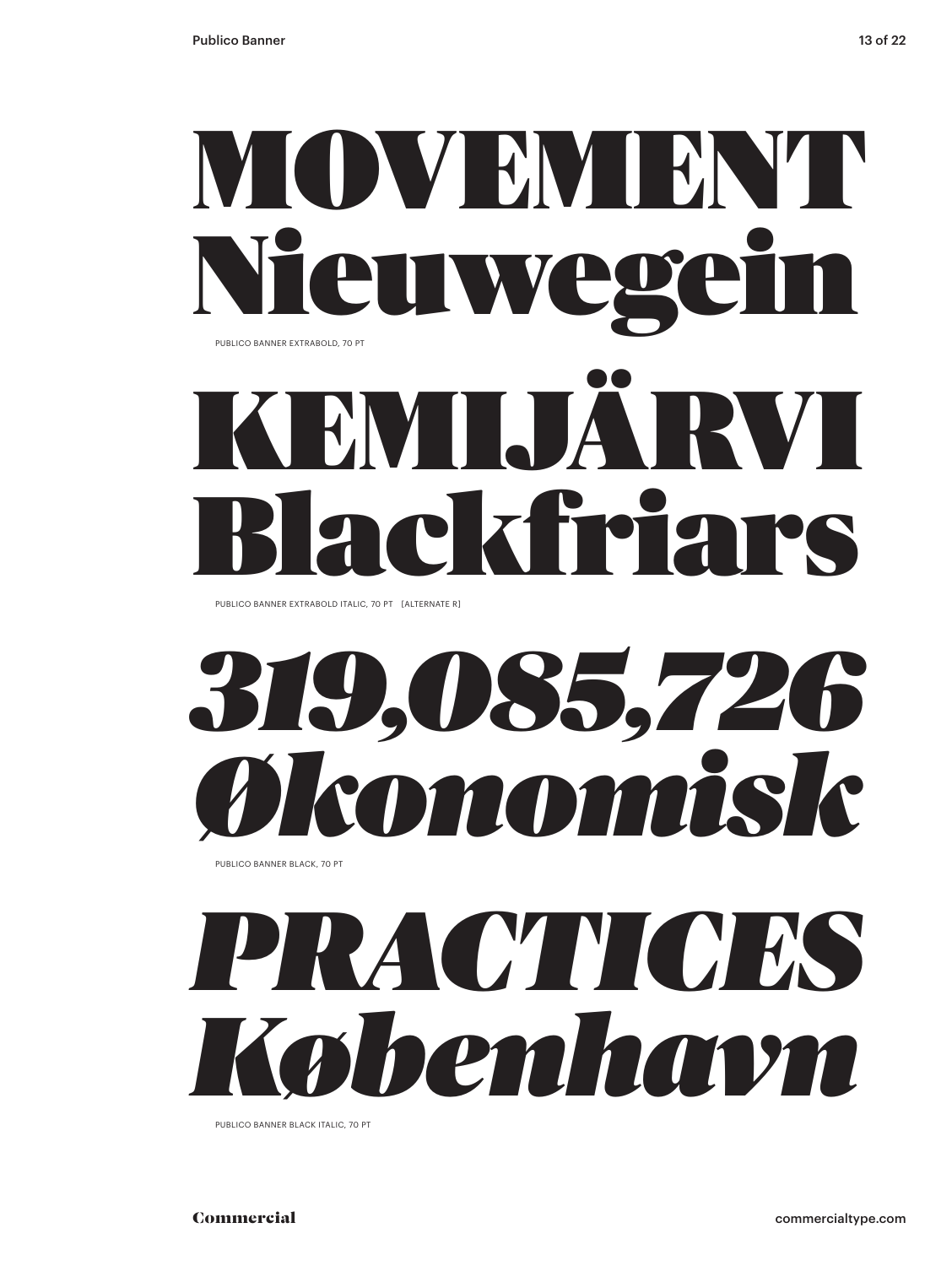MOVEMENT
Nieuwegein

PUBLICO BANNER EXTRABOLD, 70 PT

*KEMIJÄRVI*
*Blackfriars*

PUBLICO BANNER EXTRABOLD ITALIC, 70 PT [ALTERNATE R]

319,085,726
Økonomisk

PUBLICO BANNER BLACK, 70 PT

*PRACTICES*
*København*

PUBLICO BANNER BLACK ITALIC, 70 PT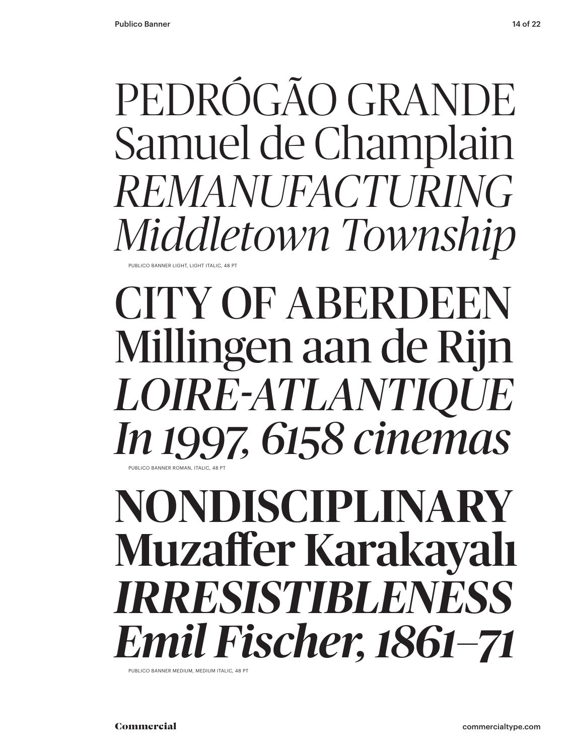PEDRÓGÃO GRANDE
Samuel de Champlain
*REMANUFACTURING*
*Middletown Township*

PUBLICO BANNER LIGHT, LIGHT ITALIC, 48 PT

CITY OF ABERDEEN
Millingen aan de Rijn
*LOIRE-ATLANTIQUE*
*In 1997, 6158 cinemas*

PUBLICO BANNER ROMAN, ITALIC, 48 PT

**NONDISCIPLINARY**
**Muzaffer Karakayalı**
***IRRESISTIBLENESS***
***Emil Fischer, 1861–71***

PUBLICO BANNER MEDIUM, MEDIUM ITALIC, 48 PT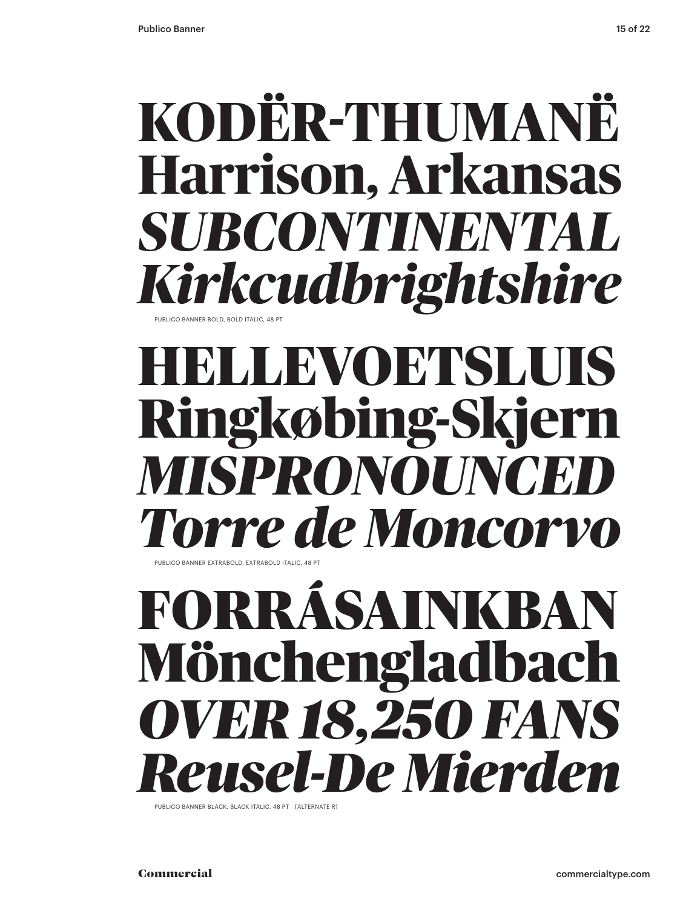**KODËR-THUMANË**
**Harrison, Arkansas**
***SUBCONTINENTAL***
***Kirkcudbrightshire***

PUBLICO BANNER BOLD, BOLD ITALIC, 48 PT

**HELLEVOETSLUIS**
**Ringkøbing-Skjern**
***MISPRONOUNCED***
***Torre de Moncorvo***

PUBLICO BANNER EXTRABOLD, EXTRABOLD ITALIC, 48 PT

**FORRÁSAINKBAN**
**Mönchengladbach**
***OVER 18,250 FANS***
***Reusel-De Mierden***

PUBLICO BANNER BLACK, BLACK ITALIC, 48 PT [ALTERNATE R]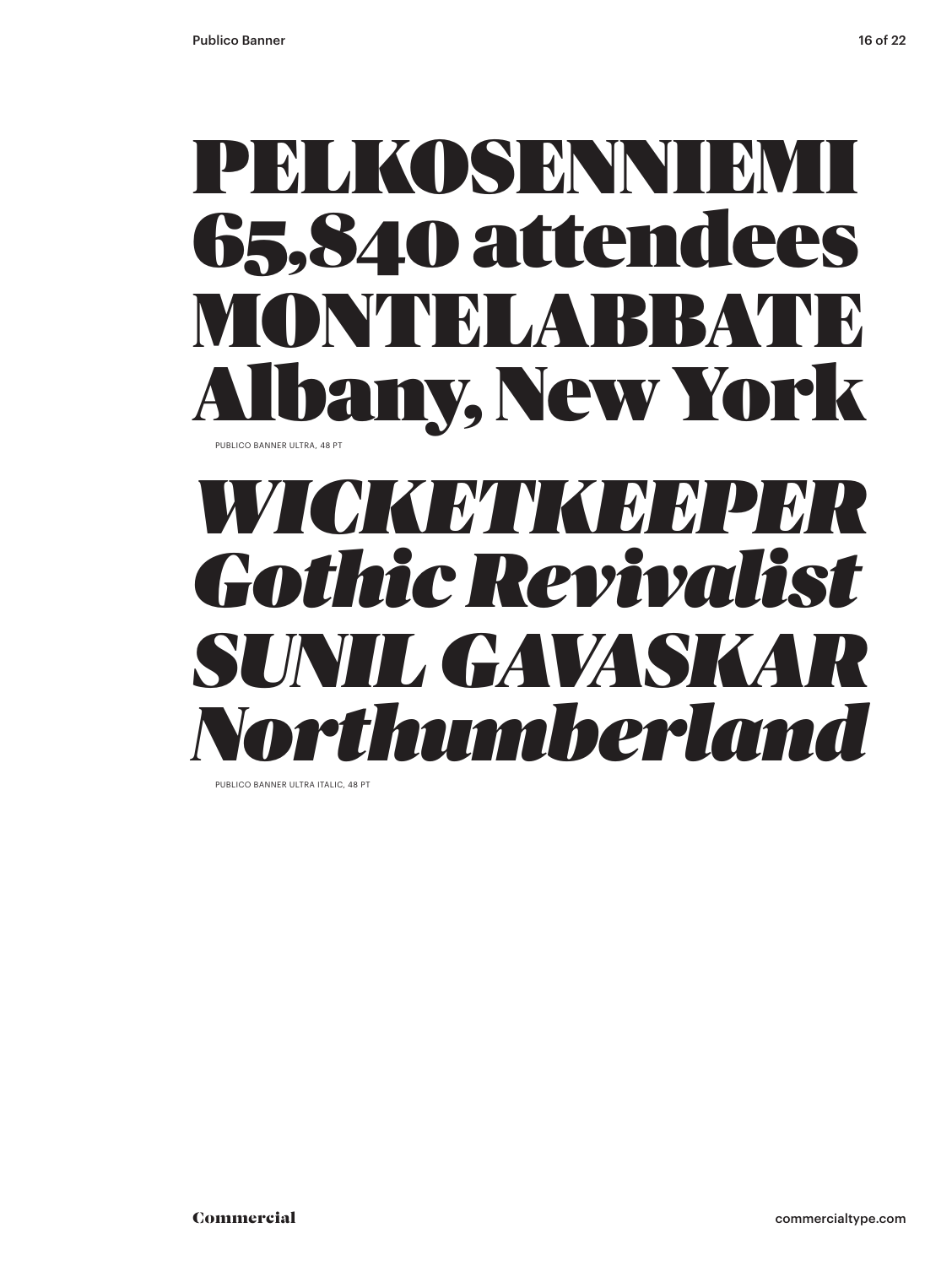PELKOSENNIEMI
65,840 attendees
MONTELABBATE
Albany, New York

PUBLICO BANNER ULTRA, 48 PT

*WICKETKEEPER*
*Gothic Revivalist*
*SUNIL GAVASKAR*
*Northumberland*

PUBLICO BANNER ULTRA ITALIC, 48 PT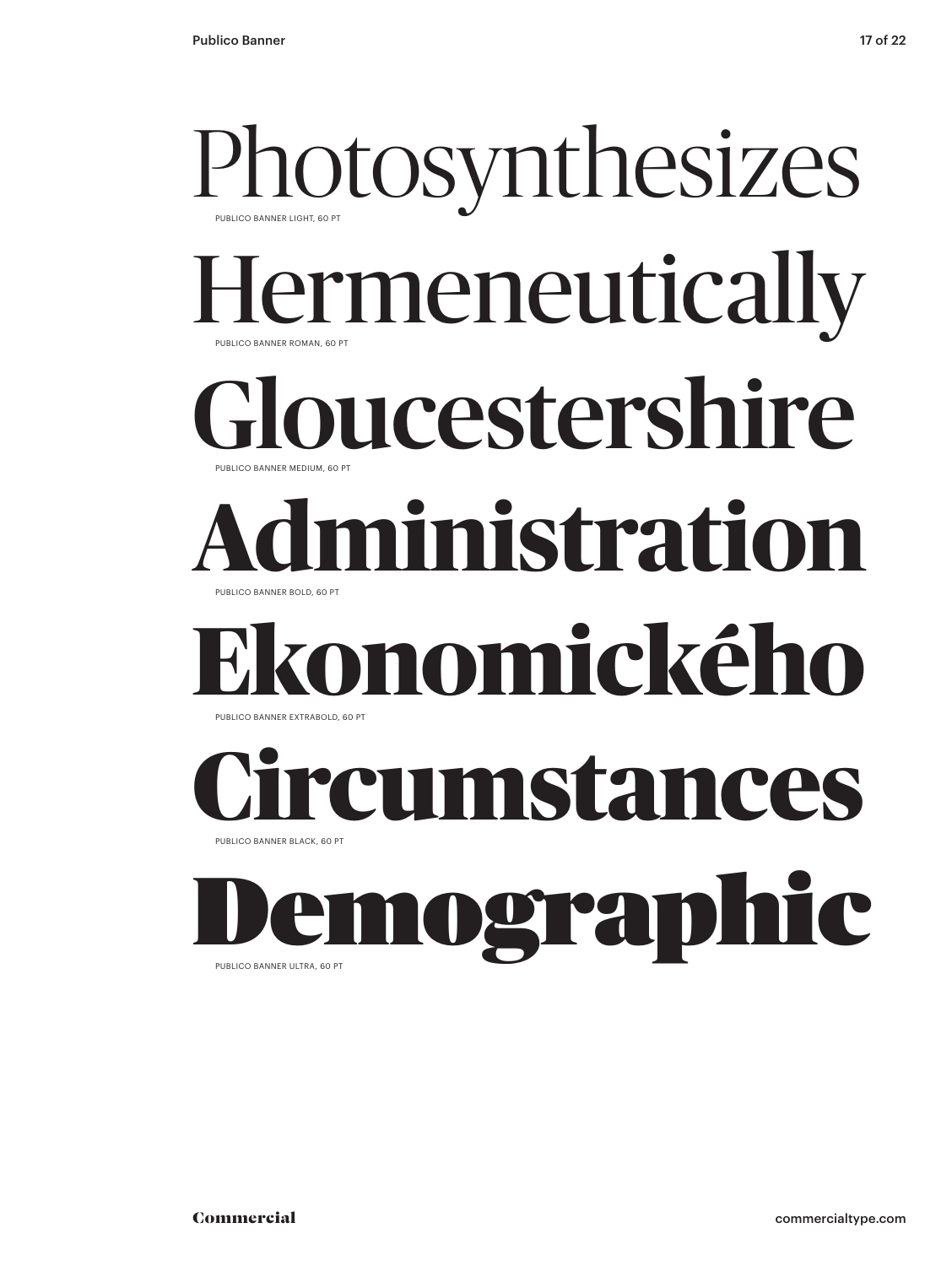Photosynthesizes

PUBLICO BANNER LIGHT, 60 PT

Hermeneutically

PUBLICO BANNER ROMAN, 60 PT

**Gloucestershire**

PUBLICO BANNER MEDIUM, 60 PT

**Administration**

PUBLICO BANNER BOLD, 60 PT

**Ekonomického**

PUBLICO BANNER EXTRABOLD, 60 PT

**Circumstances**

PUBLICO BANNER BLACK, 60 PT

**Demographic**

PUBLICO BANNER ULTRA, 60 PT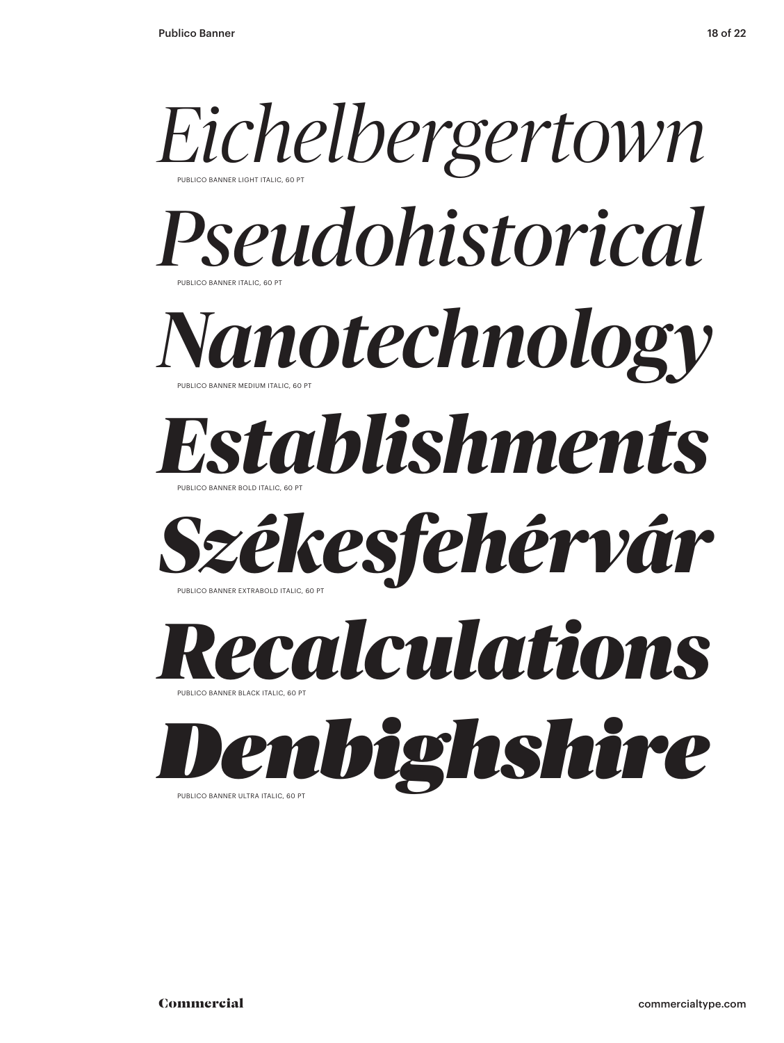*Eichelbergertown*

PUBLICO BANNER LIGHT ITALIC, 60 PT

*Pseudohistorical*

PUBLICO BANNER ITALIC, 60 PT

***Nanotechnology***

PUBLICO BANNER MEDIUM ITALIC, 60 PT

***Establishments***

PUBLICO BANNER BOLD ITALIC, 60 PT

***Székesfehérvár***

PUBLICO BANNER EXTRABOLD ITALIC, 60 PT

***Recalculations***

PUBLICO BANNER BLACK ITALIC, 60 PT

***Denbighshire***

PUBLICO BANNER ULTRA ITALIC, 60 PT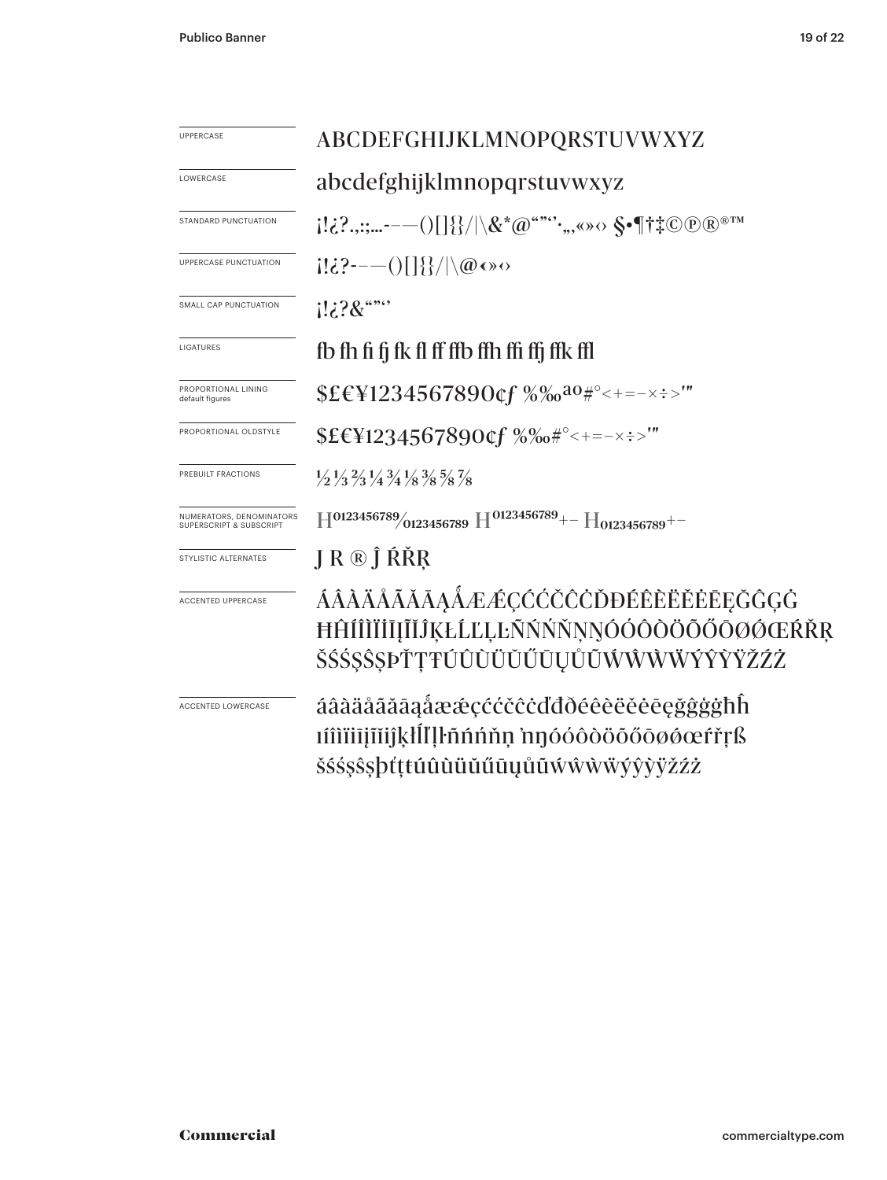| | |
|---|---|
| UPPERCASE | ABCDEFGHIJKLMNOPQRSTUVWXYZ |
| LOWERCASE | abcdefghijklmnopqrstuvwxyz |
| STANDARD PUNCTUATION | ¡!¿?.,:;…-–—()[]{}/\|\&*@“”‘’·‚„«»‹› §•¶†‡©℗®®™ |
| UPPERCASE PUNCTUATION | ¡!¿?-–—()[]{}/\|\@«»‹› |
| SMALL CAP PUNCTUATION | ¡!¿?&“”‘’ |
| LIGATURES | fb fh fi fj fk fl ff ffb ffh ffi ffj ffk ffl |
| PROPORTIONAL LINING default figures | $£€¥1234567890¢ƒ %‰ªº#°<+=-×÷>′″ |
| PROPORTIONAL OLDSTYLE | $£€¥1234567890¢ƒ %‰#°<+=-×÷>′″ |
| PREBUILT FRACTIONS | ½ ⅓ ⅔ ¼ ¾ ⅛ ⅜ ⅝ ⅞ |
| NUMERATORS, DENOMINATORS SUPERSCRIPT & SUBSCRIPT | $H^{0123456789}/_{0123456789}$ $H^{0123456789+-}$ $H_{0123456789+-}$ |
| STYLISTIC ALTERNATES | J R ® Ĵ ŔŘŖ |
| ACCENTED UPPERCASE | ÁÂÀÄÅÃĂĀĄǺÆǼÇĆČĈĊĎĐÉÊÈËĚĖĒĘĞĜĢĠ ĦĤÍÎÌÏĨĬĮĨĬĴĶŁĹĽĻĿÑŃŅŇŊÓÓÔÒÖÕŐŌØǾŒŔŘŖ ŠŚŞŜȘÞŤŢŦÚÛÙÜŬŰŪŲŮŨẂŴẀẄÝŶỲŸŽŹŻ |
| ACCENTED LOWERCASE | áâàäåãăāąǻæǽçćčĉċďđðéêèëěėēęğĝģġħĥ ıíîìïīįĩĭĵķłĺľļŀñńņňŋ ŉŋóóôòöõőōøǿœŕřŗß šśşŝșþťţŧúûùüŭűūųůũẃŵẁẅýŷỳÿžźż |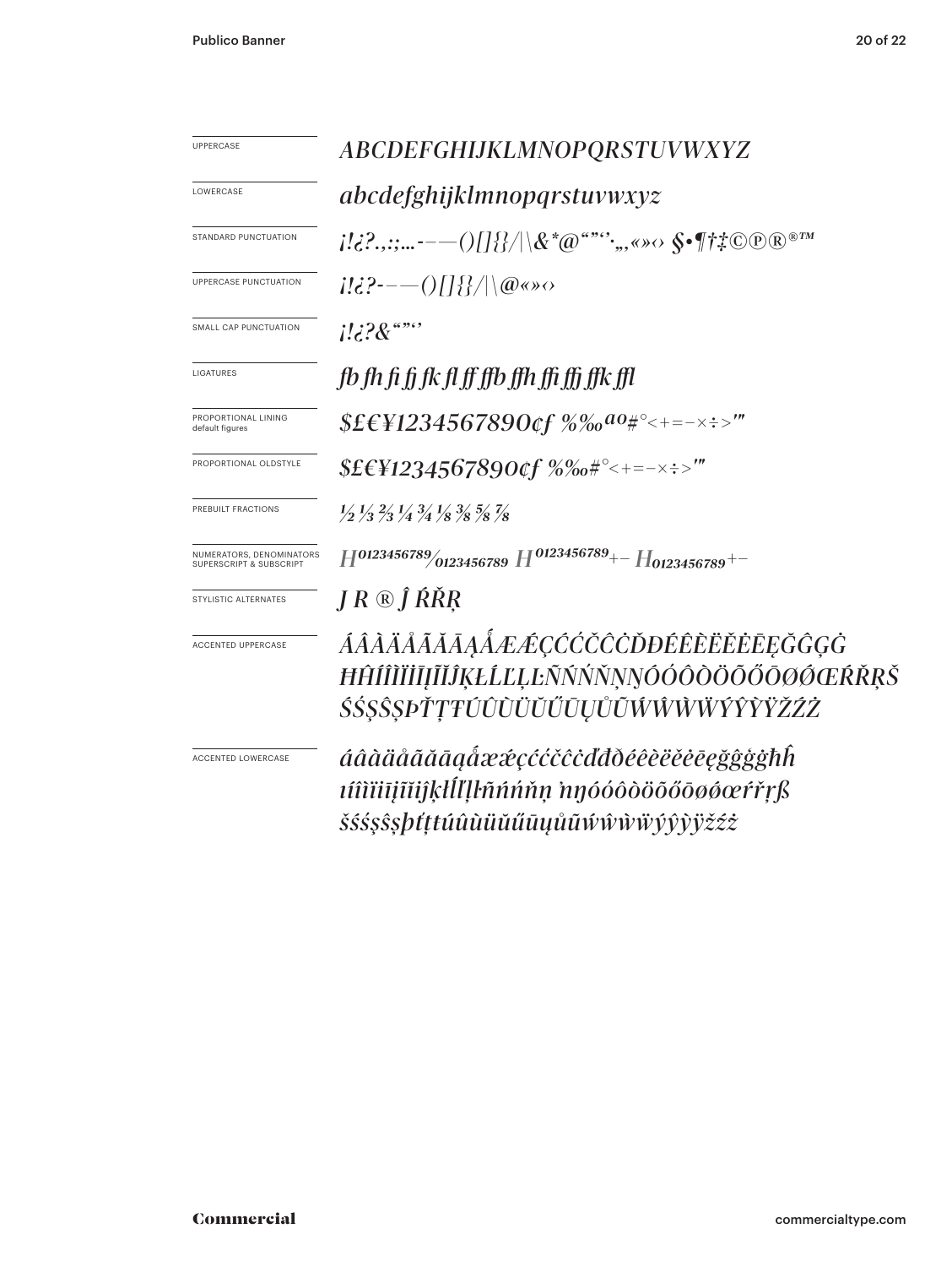| | |
|---|---|
| UPPERCASE | *ABCDEFGHIJKLMNOPQRSTUVWXYZ* |
| LOWERCASE | *abcdefghijklmnopqrstuvwxyz* |
| STANDARD PUNCTUATION | *¡!¿?.,:;...-–—()[]{}/\|\&*@"""'·„‚«»‹› §•¶†‡©℗®®™* |
| UPPERCASE PUNCTUATION | *¡!¿?-–—()[]{}/\|\@«»‹›* |
| SMALL CAP PUNCTUATION | *¡!¿?&""''* |
| LIGATURES | *fb fh fi fj fk fl ff ffb ffh ffi ffj ffk ffl* |
| PROPORTIONAL LINING default figures | *$£€¥1234567890¢ƒ %‰ªº#°<+=−×÷>'"* |
| PROPORTIONAL OLDSTYLE | *$£€¥1234567890¢ƒ %‰#°<+=−×÷>'"* |
| PREBUILT FRACTIONS | *½ ⅓ ⅔ ¼ ¾ ⅛ ⅜ ⅝ ⅞* |
| NUMERATORS, DENOMINATORS SUPERSCRIPT & SUBSCRIPT | *H⁰¹²³⁴⁵⁶⁷⁸⁹⁄₀₁₂₃₄₅₆₇₈₉ H⁰¹²³⁴⁵⁶⁷⁸⁹⁺⁻ H₀₁₂₃₄₅₆₇₈₉₊₋* |
| STYLISTIC ALTERNATES | *J R ® Ĵ ŔŘŖ* |
| ACCENTED UPPERCASE | *ÁÂÀÄÅÃĂĀĄǺÆǼÇĆĈČĊĎĐÉÊÈËĚĖĒĘĞĜĢĠĦĤÍÎÌÏĪĮĨĬĴĶŁĹĽĻĿÑŃŇŅŊÓÔÒÖÕŐŌØǾŒŔŘŖŠŚŞŜȘÞŤŢŦÚÛÙÜŬŰŪŲŮŨẂŴẀẄÝŶỲŸŽŹŻ* |
| ACCENTED LOWERCASE | *áâàäåãăāąǻæǽçćĉčċďđðéêèëěėēęğĝģġħĥıíîìïīįĩĭĵķłĺľļŀñńňņŉŋóôòöõőōøǿœŕřŗßšśşŝșþťţŧúûùüŭűūųůũẃŵẁẅýŷỳÿžźż* |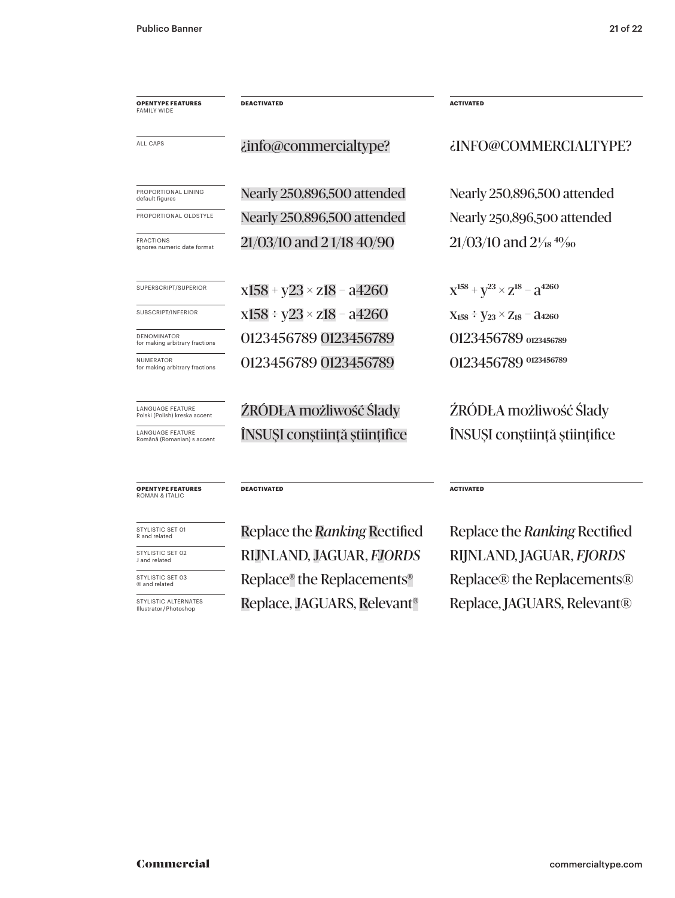| OPENTYPE FEATURES FAMILY WIDE | DEACTIVATED | ACTIVATED |
|---|---|---|
| ALL CAPS | ¿info@commercialtype? | ¿INFO@COMMERCIALTYPE? |
| PROPORTIONAL LINING default figures | Nearly 250,896,500 attended | Nearly 250,896,500 attended |
| PROPORTIONAL OLDSTYLE | Nearly 250,896,500 attended | Nearly 250,896,500 attended |
| FRACTIONS ignores numeric date format | 21/03/10 and 2 1/18 40/90 | 21/03/10 and 2 1⁄18 40⁄90 |
| SUPERSCRIPT/SUPERIOR | x158 + y23 × z18 − a4260 | $x^{158} + y^{23} \times z^{18} - a^{4260}$ |
| SUBSCRIPT/INFERIOR | x158 ÷ y23 × z18 − a4260 | $x_{158} \div y_{23} \times z_{18} - a_{4260}$ |
| DENOMINATOR for making arbitrary fractions | 0123456789 0123456789 | 0123456789 $_{0123456789}$ |
| NUMERATOR for making arbitrary fractions | 0123456789 0123456789 | 0123456789 $^{0123456789}$ |
| LANGUAGE FEATURE Polski (Polish) kreska accent | ŹRÓDŁA możliwość Ślady | ŹRÓDŁA możliwość Ślady |
| LANGUAGE FEATURE Română (Romanian) s accent | ÎNSUŞI conştiinţă ştiinţifice | ÎNSUȘI conștiință științifice |

| OPENTYPE FEATURES ROMAN & ITALIC | DEACTIVATED | ACTIVATED |
|---|---|---|
| STYLISTIC SET 01 R and related | Replace the *Ranking* Rectified | Replace the *Ranking* Rectified |
| STYLISTIC SET 02 J and related | RIJNLAND, JAGUAR, *FJORDS* | RIJNLAND, JAGUAR, *FJORDS* |
| STYLISTIC SET 03 ® and related | Replace® the Replacements® | Replace® the Replacements® |
| STYLISTIC ALTERNATES Illustrator/Photoshop | Replace, JAGUARS, Relevant® | Replace, JAGUARS, Relevant® |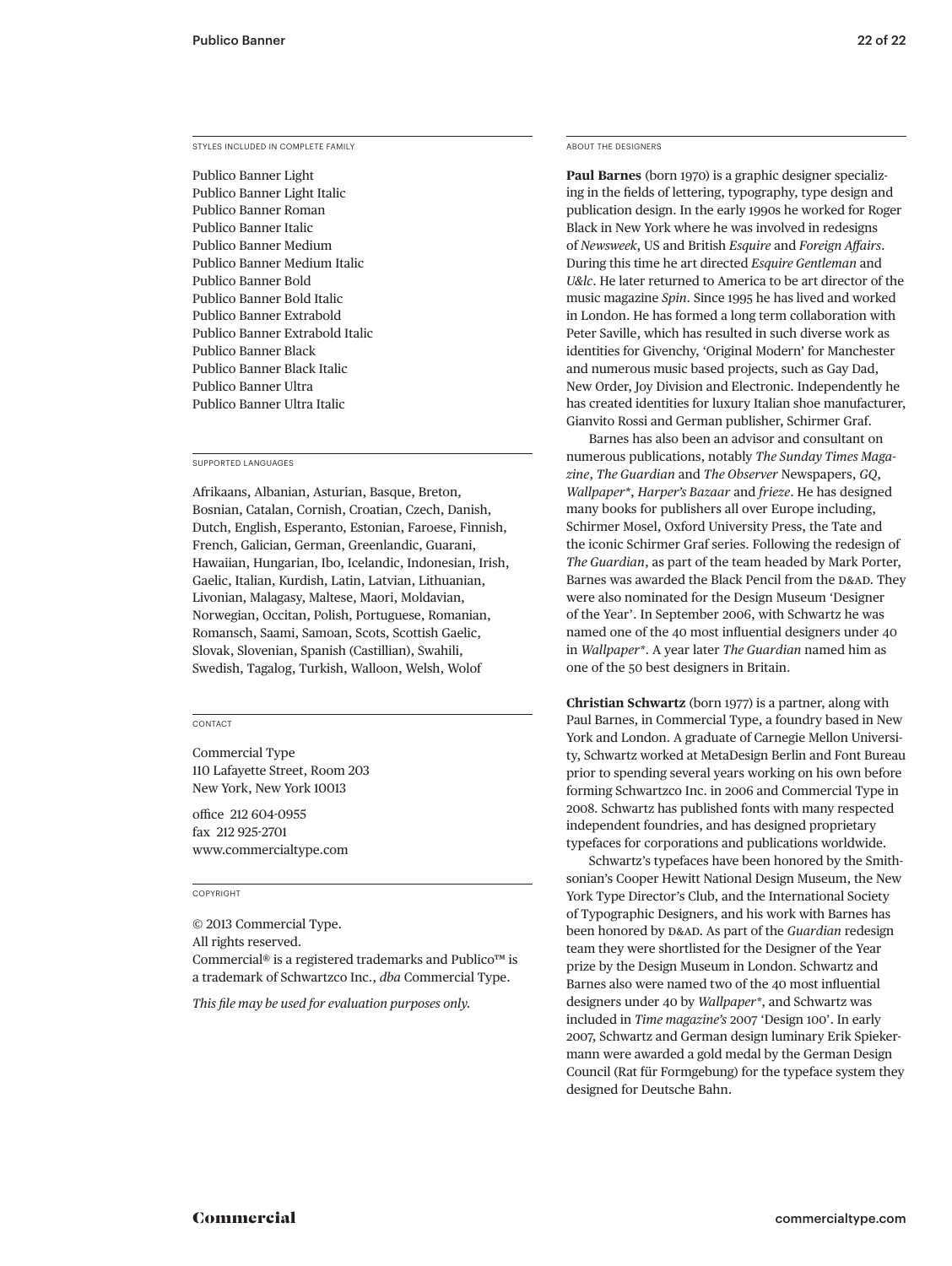## STYLES INCLUDED IN COMPLETE FAMILY

Publico Banner Light
Publico Banner Light Italic
Publico Banner Roman
Publico Banner Italic
Publico Banner Medium
Publico Banner Medium Italic
Publico Banner Bold
Publico Banner Bold Italic
Publico Banner Extrabold
Publico Banner Extrabold Italic
Publico Banner Black
Publico Banner Black Italic
Publico Banner Ultra
Publico Banner Ultra Italic

## SUPPORTED LANGUAGES

Afrikaans, Albanian, Asturian, Basque, Breton, Bosnian, Catalan, Cornish, Croatian, Czech, Danish, Dutch, English, Esperanto, Estonian, Faroese, Finnish, French, Galician, German, Greenlandic, Guarani, Hawaiian, Hungarian, Ibo, Icelandic, Indonesian, Irish, Gaelic, Italian, Kurdish, Latin, Latvian, Lithuanian, Livonian, Malagasy, Maltese, Maori, Moldavian, Norwegian, Occitan, Polish, Portuguese, Romanian, Romansch, Saami, Samoan, Scots, Scottish Gaelic, Slovak, Slovenian, Spanish (Castillian), Swahili, Swedish, Tagalog, Turkish, Walloon, Welsh, Wolof

## CONTACT

Commercial Type
110 Lafayette Street, Room 203
New York, New York 10013

office 212 604-0955
fax 212 925-2701
www.commercialtype.com

## COPYRIGHT

© 2013 Commercial Type.
All rights reserved.
Commercial® is a registered trademarks and Publico™ is a trademark of Schwartzco Inc., *dba* Commercial Type.

*This file may be used for evaluation purposes only.*

## ABOUT THE DESIGNERS

**Paul Barnes** (born 1970) is a graphic designer specializing in the fields of lettering, typography, type design and publication design. In the early 1990s he worked for Roger Black in New York where he was involved in redesigns of *Newsweek*, US and British *Esquire* and *Foreign Affairs*. During this time he art directed *Esquire Gentleman* and *U&lc*. He later returned to America to be art director of the music magazine *Spin*. Since 1995 he has lived and worked in London. He has formed a long term collaboration with Peter Saville, which has resulted in such diverse work as identities for Givenchy, 'Original Modern' for Manchester and numerous music based projects, such as Gay Dad, New Order, Joy Division and Electronic. Independently he has created identities for luxury Italian shoe manufacturer, Gianvito Rossi and German publisher, Schirmer Graf.

Barnes has also been an advisor and consultant on numerous publications, notably *The Sunday Times Magazine*, *The Guardian* and *The Observer* Newspapers, *GQ*, *Wallpaper**, *Harper's Bazaar* and *frieze*. He has designed many books for publishers all over Europe including, Schirmer Mosel, Oxford University Press, the Tate and the iconic Schirmer Graf series. Following the redesign of *The Guardian*, as part of the team headed by Mark Porter, Barnes was awarded the Black Pencil from the D&AD. They were also nominated for the Design Museum 'Designer of the Year'. In September 2006, with Schwartz he was named one of the 40 most influential designers under 40 in *Wallpaper**. A year later *The Guardian* named him as one of the 50 best designers in Britain.

**Christian Schwartz** (born 1977) is a partner, along with Paul Barnes, in Commercial Type, a foundry based in New York and London. A graduate of Carnegie Mellon University, Schwartz worked at MetaDesign Berlin and Font Bureau prior to spending several years working on his own before forming Schwartzco Inc. in 2006 and Commercial Type in 2008. Schwartz has published fonts with many respected independent foundries, and has designed proprietary typefaces for corporations and publications worldwide.

Schwartz's typefaces have been honored by the Smithsonian's Cooper Hewitt National Design Museum, the New York Type Director's Club, and the International Society of Typographic Designers, and his work with Barnes has been honored by D&AD. As part of the *Guardian* redesign team they were shortlisted for the Designer of the Year prize by the Design Museum in London. Schwartz and Barnes also were named two of the 40 most influential designers under 40 by *Wallpaper**, and Schwartz was included in *Time magazine's* 2007 'Design 100'. In early 2007, Schwartz and German design luminary Erik Spiekermann were awarded a gold medal by the German Design Council (Rat für Formgebung) for the typeface system they designed for Deutsche Bahn.